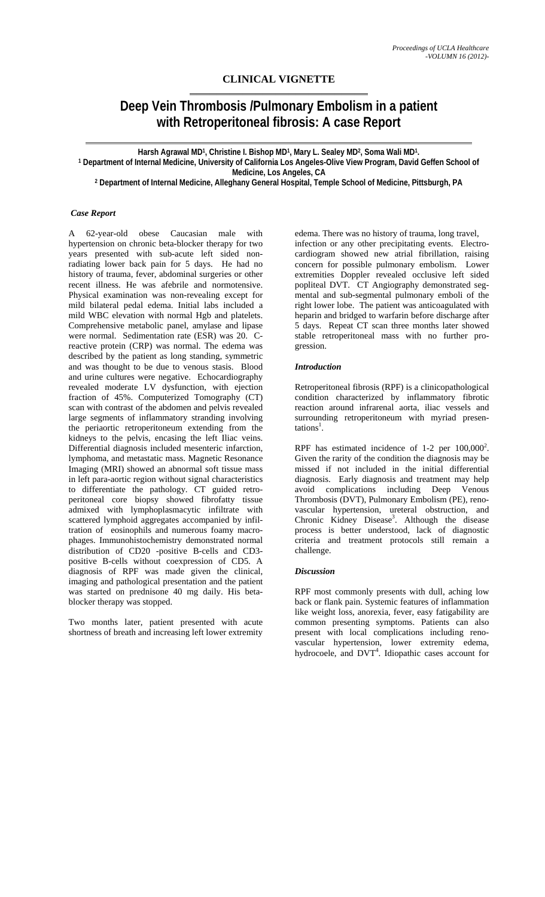## CLINICAL VIGNETTE

# Deep Vein Thrombosis /Pulmonary Embolism in a patient with Retroperitoneal fibrosis: A case Report

**Harsh Agrawal MD[1], Christine I. Bishop MD[1], Mary L. Sealey MD[2], Soma Wali MD[1].**

**[1] Department of Internal Medicine, University of California Los Angeles-Olive View Program, David Geffen School of Medicine, Los Angeles, CA**

**[2] Department of Internal Medicine, Alleghany General Hospital, Temple School of Medicine, Pittsburgh, PA**

### *Case Report*

A 62-year-old obese Caucasian male with hypertension on chronic beta-blocker therapy for two years presented with sub-acute left sided non-radiating lower back pain for 5 days. He had no history of trauma, fever, abdominal surgeries or other recent illness. He was afebrile and normotensive. Physical examination was non-revealing except for mild bilateral pedal edema. Initial labs included a mild WBC elevation with normal Hgb and platelets. Comprehensive metabolic panel, amylase and lipase were normal. Sedimentation rate (ESR) was 20. C-reactive protein (CRP) was normal. The edema was described by the patient as long standing, symmetric and was thought to be due to venous stasis. Blood and urine cultures were negative. Echocardiography revealed moderate LV dysfunction, with ejection fraction of 45%. Computerized Tomography (CT) scan with contrast of the abdomen and pelvis revealed large segments of inflammatory stranding involving the periaortic retroperitoneum extending from the kidneys to the pelvis, encasing the left Iliac veins. Differential diagnosis included mesenteric infarction, lymphoma, and metastatic mass. Magnetic Resonance Imaging (MRI) showed an abnormal soft tissue mass in left para-aortic region without signal characteristics to differentiate the pathology. CT guided retroperitoneal core biopsy showed fibrofatty tissue admixed with lymphoplasmacytic infiltrate with scattered lymphoid aggregates accompanied by infiltration of eosinophils and numerous foamy macrophages. Immunohistochemistry demonstrated normal distribution of CD20 -positive B-cells and CD3-positive B-cells without coexpression of CD5. A diagnosis of RPF was made given the clinical, imaging and pathological presentation and the patient was started on prednisone 40 mg daily. His beta-blocker therapy was stopped.

Two months later, patient presented with acute shortness of breath and increasing left lower extremity edema. There was no history of trauma, long travel, infection or any other precipitating events. Electrocardiogram showed new atrial fibrillation, raising concern for possible pulmonary embolism. Lower extremities Doppler revealed occlusive left sided popliteal DVT. CT Angiography demonstrated segmental and sub-segmental pulmonary emboli of the right lower lobe. The patient was anticoagulated with heparin and bridged to warfarin before discharge after 5 days. Repeat CT scan three months later showed stable retroperitoneal mass with no further progression.

### *Introduction*

Retroperitoneal fibrosis (RPF) is a clinicopathological condition characterized by inflammatory fibrotic reaction around infrarenal aorta, iliac vessels and surrounding retroperitoneum with myriad presentations[1].

RPF has estimated incidence of 1-2 per 100,000[2]. Given the rarity of the condition the diagnosis may be missed if not included in the initial differential diagnosis. Early diagnosis and treatment may help avoid complications including Deep Venous Thrombosis (DVT), Pulmonary Embolism (PE), renovascular hypertension, ureteral obstruction, and Chronic Kidney Disease[3]. Although the disease process is better understood, lack of diagnostic criteria and treatment protocols still remain a challenge.

### *Discussion*

RPF most commonly presents with dull, aching low back or flank pain. Systemic features of inflammation like weight loss, anorexia, fever, easy fatigability are common presenting symptoms. Patients can also present with local complications including renovascular hypertension, lower extremity edema, hydrocoele, and DVT[4]. Idiopathic cases account for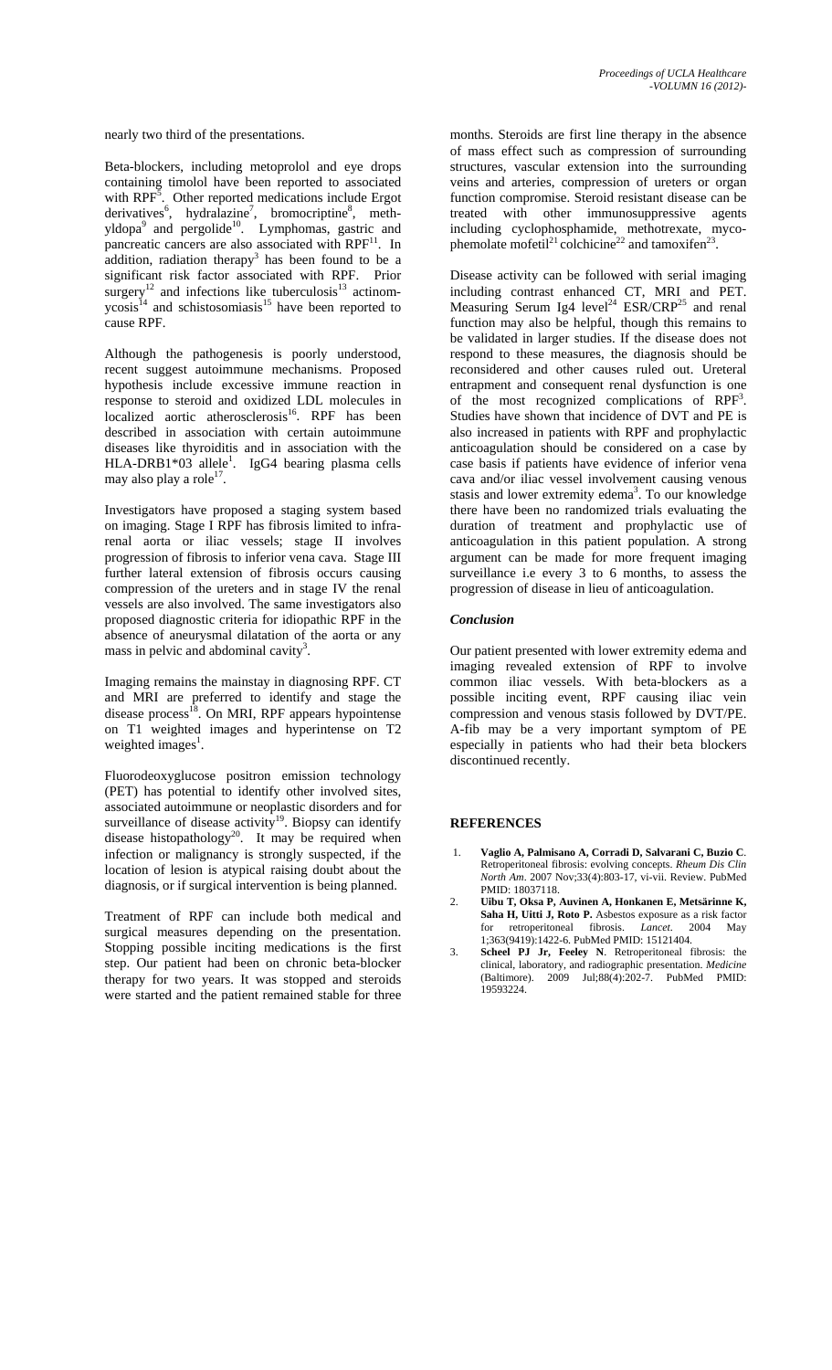nearly two third of the presentations.

Beta-blockers, including metoprolol and eye drops containing timolol have been reported to associated with RPF[5]. Other reported medications include Ergot derivatives[6], hydralazine[7], bromocriptine[8], methyldopa[9] and pergolide[10]. Lymphomas, gastric and pancreatic cancers are also associated with RPF[11]. In addition, radiation therapy[3] has been found to be a significant risk factor associated with RPF. Prior surgery[12] and infections like tuberculosis[13] actinomycosis[14] and schistosomiasis[15] have been reported to cause RPF.

Although the pathogenesis is poorly understood, recent suggest autoimmune mechanisms. Proposed hypothesis include excessive immune reaction in response to steroid and oxidized LDL molecules in localized aortic atherosclerosis[16]. RPF has been described in association with certain autoimmune diseases like thyroiditis and in association with the HLA-DRB1*03 allele[1]. IgG4 bearing plasma cells may also play a role[17].

Investigators have proposed a staging system based on imaging. Stage I RPF has fibrosis limited to infrarenal aorta or iliac vessels; stage II involves progression of fibrosis to inferior vena cava. Stage III further lateral extension of fibrosis occurs causing compression of the ureters and in stage IV the renal vessels are also involved. The same investigators also proposed diagnostic criteria for idiopathic RPF in the absence of aneurysmal dilatation of the aorta or any mass in pelvic and abdominal cavity[3].

Imaging remains the mainstay in diagnosing RPF. CT and MRI are preferred to identify and stage the disease process[18]. On MRI, RPF appears hypointense on T1 weighted images and hyperintense on T2 weighted images[1].

Fluorodeoxyglucose positron emission technology (PET) has potential to identify other involved sites, associated autoimmune or neoplastic disorders and for surveillance of disease activity[19]. Biopsy can identify disease histopathology[20]. It may be required when infection or malignancy is strongly suspected, if the location of lesion is atypical raising doubt about the diagnosis, or if surgical intervention is being planned.

Treatment of RPF can include both medical and surgical measures depending on the presentation. Stopping possible inciting medications is the first step. Our patient had been on chronic beta-blocker therapy for two years. It was stopped and steroids were started and the patient remained stable for three months. Steroids are first line therapy in the absence of mass effect such as compression of surrounding structures, vascular extension into the surrounding veins and arteries, compression of ureters or organ function compromise. Steroid resistant disease can be treated with other immunosuppressive agents including cyclophosphamide, methotrexate, mycophemolate mofetil[21] colchicine[22] and tamoxifen[23].

Disease activity can be followed with serial imaging including contrast enhanced CT, MRI and PET. Measuring Serum Ig4 level[24] ESR/CRP[25] and renal function may also be helpful, though this remains to be validated in larger studies. If the disease does not respond to these measures, the diagnosis should be reconsidered and other causes ruled out. Ureteral entrapment and consequent renal dysfunction is one of the most recognized complications of RPF[3]. Studies have shown that incidence of DVT and PE is also increased in patients with RPF and prophylactic anticoagulation should be considered on a case by case basis if patients have evidence of inferior vena cava and/or iliac vessel involvement causing venous stasis and lower extremity edema[3]. To our knowledge there have been no randomized trials evaluating the duration of treatment and prophylactic use of anticoagulation in this patient population. A strong argument can be made for more frequent imaging surveillance i.e every 3 to 6 months, to assess the progression of disease in lieu of anticoagulation.

### *Conclusion*

Our patient presented with lower extremity edema and imaging revealed extension of RPF to involve common iliac vessels. With beta-blockers as a possible inciting event, RPF causing iliac vein compression and venous stasis followed by DVT/PE. A-fib may be a very important symptom of PE especially in patients who had their beta blockers discontinued recently.

## REFERENCES

1. **Vaglio A, Palmisano A, Corradi D, Salvarani C, Buzio C**. Retroperitoneal fibrosis: evolving concepts. *Rheum Dis Clin North Am*. 2007 Nov;33(4):803-17, vi-vii. Review. PubMed PMID: 18037118.
2. **Uibu T, Oksa P, Auvinen A, Honkanen E, Metsärinne K, Saha H, Uitti J, Roto P.** Asbestos exposure as a risk factor for retroperitoneal fibrosis. *Lancet*. 2004 May 1;363(9419):1422-6. PubMed PMID: 15121404.
3. **Scheel PJ Jr, Feeley N**. Retroperitoneal fibrosis: the clinical, laboratory, and radiographic presentation. *Medicine* (Baltimore). 2009 Jul;88(4):202-7. PubMed PMID: 19593224.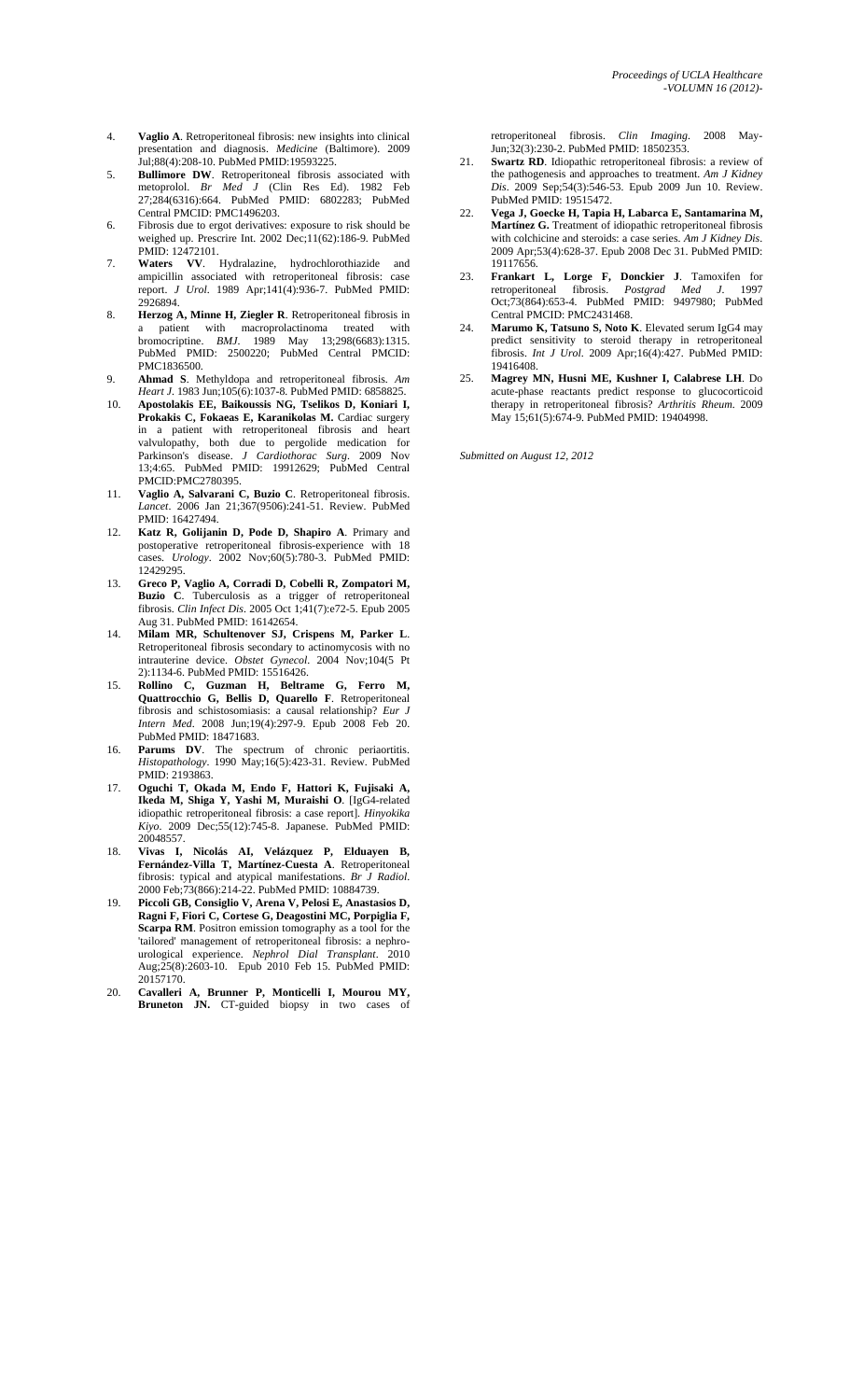4. **Vaglio A**. Retroperitoneal fibrosis: new insights into clinical presentation and diagnosis. *Medicine* (Baltimore). 2009 Jul;88(4):208-10. PubMed PMID:19593225.
5. **Bullimore DW**. Retroperitoneal fibrosis associated with metoprolol. *Br Med J* (Clin Res Ed). 1982 Feb 27;284(6316):664. PubMed PMID: 6802283; PubMed Central PMCID: PMC1496203.
6. Fibrosis due to ergot derivatives: exposure to risk should be weighed up. Prescrire Int. 2002 Dec;11(62):186-9. PubMed PMID: 12472101.
7. **Waters VV**. Hydralazine, hydrochlorothiazide and ampicillin associated with retroperitoneal fibrosis: case report. *J Urol*. 1989 Apr;141(4):936-7. PubMed PMID: 2926894.
8. **Herzog A, Minne H, Ziegler R**. Retroperitoneal fibrosis in a patient with macroprolactinoma treated with bromocriptine. *BMJ*. 1989 May 13;298(6683):1315. PubMed PMID: 2500220; PubMed Central PMCID: PMC1836500.
9. **Ahmad S**. Methyldopa and retroperitoneal fibrosis. *Am Heart J*. 1983 Jun;105(6):1037-8. PubMed PMID: 6858825.
10. **Apostolakis EE, Baikoussis NG, Tselikos D, Koniari I, Prokakis C, Fokaeas E, Karanikolas M.** Cardiac surgery in a patient with retroperitoneal fibrosis and heart valvulopathy, both due to pergolide medication for Parkinson's disease. *J Cardiothorac Surg*. 2009 Nov 13;4:65. PubMed PMID: 19912629; PubMed Central PMCID:PMC2780395.
11. **Vaglio A, Salvarani C, Buzio C**. Retroperitoneal fibrosis. *Lancet*. 2006 Jan 21;367(9506):241-51. Review. PubMed PMID: 16427494.
12. **Katz R, Golijanin D, Pode D, Shapiro A**. Primary and postoperative retroperitoneal fibrosis-experience with 18 cases. *Urology*. 2002 Nov;60(5):780-3. PubMed PMID: 12429295.
13. **Greco P, Vaglio A, Corradi D, Cobelli R, Zompatori M, Buzio C**. Tuberculosis as a trigger of retroperitoneal fibrosis. *Clin Infect Dis*. 2005 Oct 1;41(7):e72-5. Epub 2005 Aug 31. PubMed PMID: 16142654.
14. **Milam MR, Schultenover SJ, Crispens M, Parker L**. Retroperitoneal fibrosis secondary to actinomycosis with no intrauterine device. *Obstet Gynecol*. 2004 Nov;104(5 Pt 2):1134-6. PubMed PMID: 15516426.
15. **Rollino C, Guzman H, Beltrame G, Ferro M, Quattrocchio G, Bellis D, Quarello F**. Retroperitoneal fibrosis and schistosomiasis: a causal relationship? *Eur J Intern Med*. 2008 Jun;19(4):297-9. Epub 2008 Feb 20. PubMed PMID: 18471683.
16. **Parums DV**. The spectrum of chronic periaortitis. *Histopathology*. 1990 May;16(5):423-31. Review. PubMed PMID: 2193863.
17. **Oguchi T, Okada M, Endo F, Hattori K, Fujisaki A, Ikeda M, Shiga Y, Yashi M, Muraishi O**. [IgG4-related idiopathic retroperitoneal fibrosis: a case report]. *Hinyokika Kiyo*. 2009 Dec;55(12):745-8. Japanese. PubMed PMID: 20048557.
18. **Vivas I, Nicolás AI, Velázquez P, Elduayen B, Fernández-Villa T, Martínez-Cuesta A**. Retroperitoneal fibrosis: typical and atypical manifestations. *Br J Radiol*. 2000 Feb;73(866):214-22. PubMed PMID: 10884739.
19. **Piccoli GB, Consiglio V, Arena V, Pelosi E, Anastasios D, Ragni F, Fiori C, Cortese G, Deagostini MC, Porpiglia F, Scarpa RM**. Positron emission tomography as a tool for the 'tailored' management of retroperitoneal fibrosis: a nephro-urological experience. *Nephrol Dial Transplant*. 2010 Aug;25(8):2603-10. Epub 2010 Feb 15. PubMed PMID: 20157170.
20. **Cavalleri A, Brunner P, Monticelli I, Mourou MY, Bruneton JN.** CT-guided biopsy in two cases of retroperitoneal fibrosis. *Clin Imaging*. 2008 May-Jun;32(3):230-2. PubMed PMID: 18502353.
21. **Swartz RD**. Idiopathic retroperitoneal fibrosis: a review of the pathogenesis and approaches to treatment. *Am J Kidney Dis*. 2009 Sep;54(3):546-53. Epub 2009 Jun 10. Review. PubMed PMID: 19515472.
22. **Vega J, Goecke H, Tapia H, Labarca E, Santamarina M, Martínez G.** Treatment of idiopathic retroperitoneal fibrosis with colchicine and steroids: a case series. *Am J Kidney Dis*. 2009 Apr;53(4):628-37. Epub 2008 Dec 31. PubMed PMID: 19117656.
23. **Frankart L, Lorge F, Donckier J**. Tamoxifen for retroperitoneal fibrosis. *Postgrad Med J*. 1997 Oct;73(864):653-4. PubMed PMID: 9497980; PubMed Central PMCID: PMC2431468.
24. **Marumo K, Tatsuno S, Noto K**. Elevated serum IgG4 may predict sensitivity to steroid therapy in retroperitoneal fibrosis. *Int J Urol*. 2009 Apr;16(4):427. PubMed PMID: 19416408.
25. **Magrey MN, Husni ME, Kushner I, Calabrese LH**. Do acute-phase reactants predict response to glucocorticoid therapy in retroperitoneal fibrosis? *Arthritis Rheum*. 2009 May 15;61(5):674-9. PubMed PMID: 19404998.

*Submitted on August 12, 2012*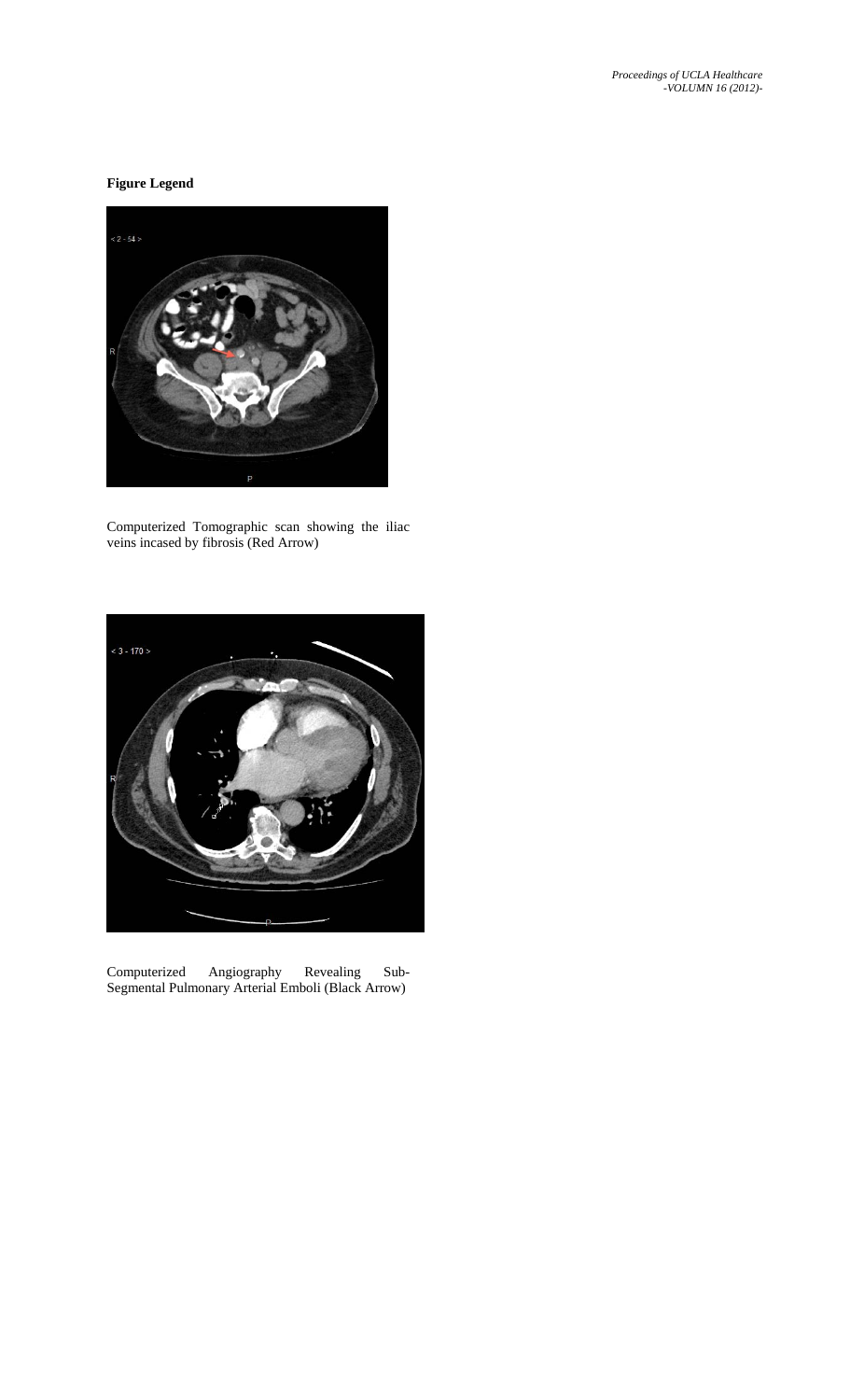**Figure Legend**

Computerized Tomographic scan showing the iliac veins incased by fibrosis (Red Arrow)

Computerized Angiography Revealing Sub-Segmental Pulmonary Arterial Emboli (Black Arrow)